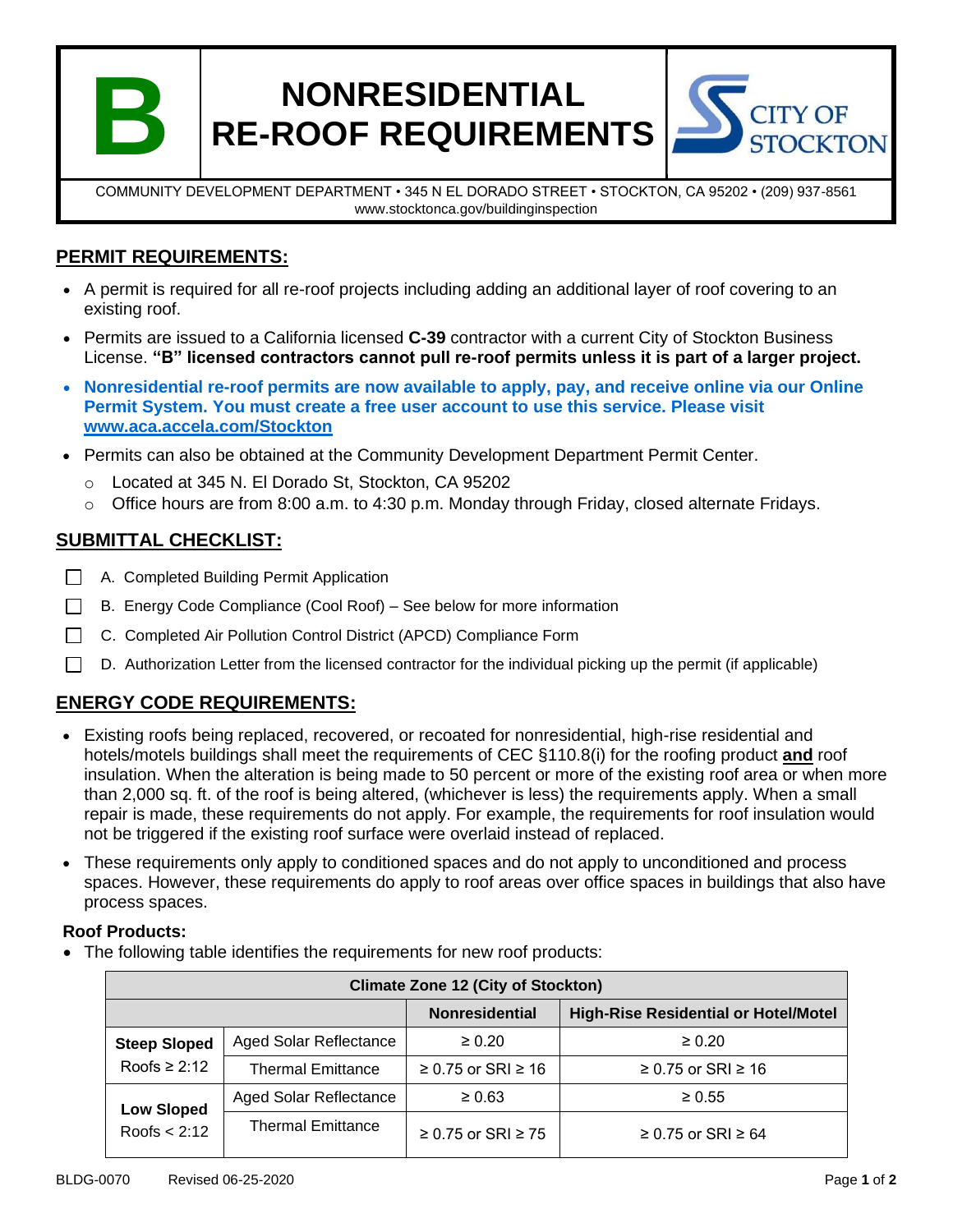# B NONRESIDENTIAL RE-ROOF REQUIREMENTS

CITY OF STOCKTON

COMMUNITY DEVELOPMENT DEPARTMENT • 345 N EL DORADO STREET • STOCKTON, CA 95202 • (209) 937-8561
www.stocktonca.gov/buildinginspection

## PERMIT REQUIREMENTS:

- A permit is required for all re-roof projects including adding an additional layer of roof covering to an existing roof.
- Permits are issued to a California licensed **C-39** contractor with a current City of Stockton Business License. **"B" licensed contractors cannot pull re-roof permits unless it is part of a larger project.**
- **Nonresidential re-roof permits are now available to apply, pay, and receive online via our Online Permit System. You must create a free user account to use this service. Please visit www.aca.accela.com/Stockton**
- Permits can also be obtained at the Community Development Department Permit Center.
  - Located at 345 N. El Dorado St, Stockton, CA 95202
  - Office hours are from 8:00 a.m. to 4:30 p.m. Monday through Friday, closed alternate Fridays.

## SUBMITTAL CHECKLIST:

- ☐ A. Completed Building Permit Application
- ☐ B. Energy Code Compliance (Cool Roof) – See below for more information
- ☐ C. Completed Air Pollution Control District (APCD) Compliance Form
- ☐ D. Authorization Letter from the licensed contractor for the individual picking up the permit (if applicable)

## ENERGY CODE REQUIREMENTS:

- Existing roofs being replaced, recovered, or recoated for nonresidential, high-rise residential and hotels/motels buildings shall meet the requirements of CEC §110.8(i) for the roofing product **and** roof insulation. When the alteration is being made to 50 percent or more of the existing roof area or when more than 2,000 sq. ft. of the roof is being altered, (whichever is less) the requirements apply. When a small repair is made, these requirements do not apply. For example, the requirements for roof insulation would not be triggered if the existing roof surface were overlaid instead of replaced.
- These requirements only apply to conditioned spaces and do not apply to unconditioned and process spaces. However, these requirements do apply to roof areas over office spaces in buildings that also have process spaces.

### Roof Products:

- The following table identifies the requirements for new roof products:

| Climate Zone 12 (City of Stockton) | | | |
|---|---|---|---|
| | | **Nonresidential** | **High-Rise Residential or Hotel/Motel** |
| **Steep Sloped** Roofs ≥ 2:12 | Aged Solar Reflectance | ≥ 0.20 | ≥ 0.20 |
| | Thermal Emittance | ≥ 0.75 or SRI ≥ 16 | ≥ 0.75 or SRI ≥ 16 |
| **Low Sloped** Roofs < 2:12 | Aged Solar Reflectance | ≥ 0.63 | ≥ 0.55 |
| | Thermal Emittance | ≥ 0.75 or SRI ≥ 75 | ≥ 0.75 or SRI ≥ 64 |

BLDG-0070 Revised 06-25-2020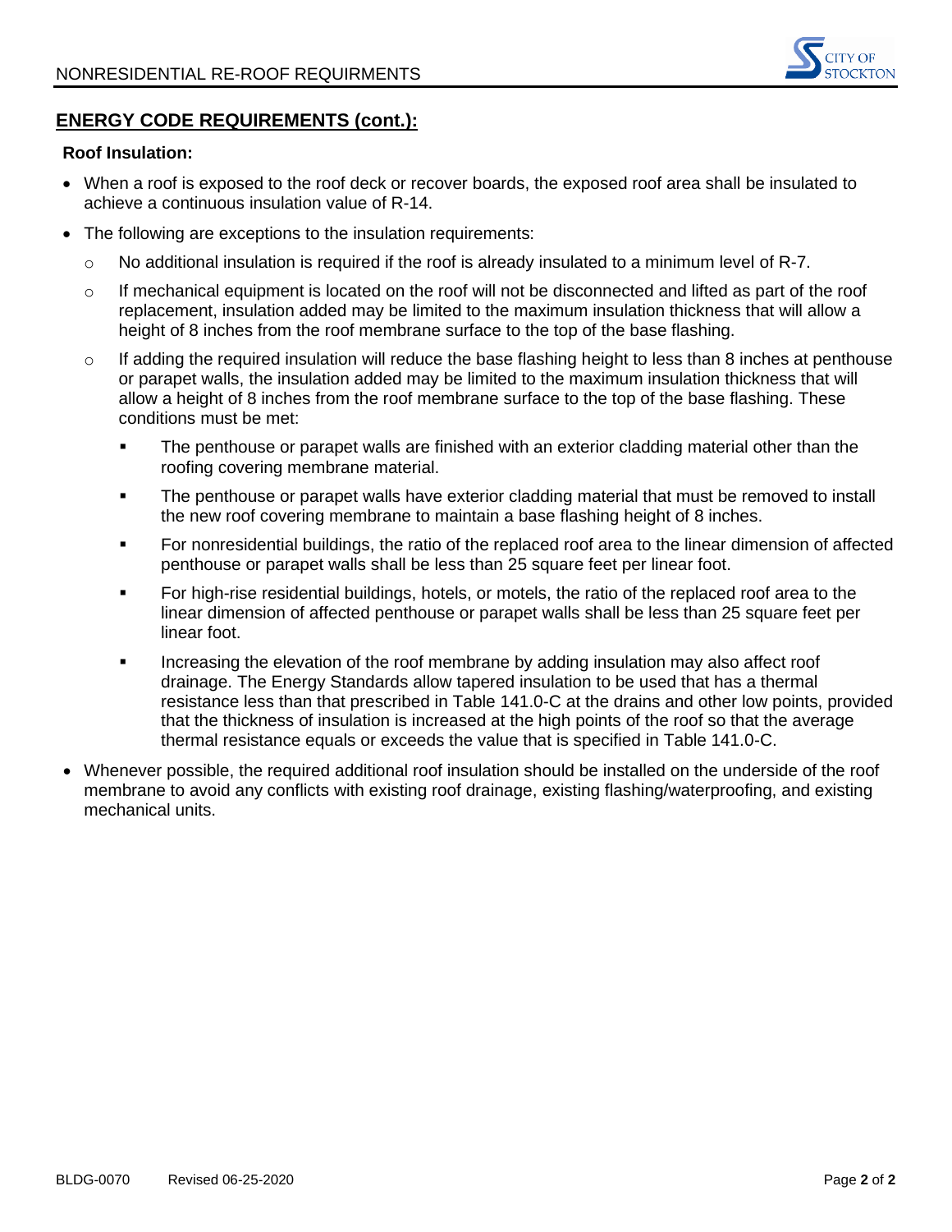## ENERGY CODE REQUIREMENTS (cont.):

**Roof Insulation:**

- When a roof is exposed to the roof deck or recover boards, the exposed roof area shall be insulated to achieve a continuous insulation value of R-14.
- The following are exceptions to the insulation requirements:
  - No additional insulation is required if the roof is already insulated to a minimum level of R-7.
  - If mechanical equipment is located on the roof will not be disconnected and lifted as part of the roof replacement, insulation added may be limited to the maximum insulation thickness that will allow a height of 8 inches from the roof membrane surface to the top of the base flashing.
  - If adding the required insulation will reduce the base flashing height to less than 8 inches at penthouse or parapet walls, the insulation added may be limited to the maximum insulation thickness that will allow a height of 8 inches from the roof membrane surface to the top of the base flashing. These conditions must be met:
    - The penthouse or parapet walls are finished with an exterior cladding material other than the roofing covering membrane material.
    - The penthouse or parapet walls have exterior cladding material that must be removed to install the new roof covering membrane to maintain a base flashing height of 8 inches.
    - For nonresidential buildings, the ratio of the replaced roof area to the linear dimension of affected penthouse or parapet walls shall be less than 25 square feet per linear foot.
    - For high-rise residential buildings, hotels, or motels, the ratio of the replaced roof area to the linear dimension of affected penthouse or parapet walls shall be less than 25 square feet per linear foot.
    - Increasing the elevation of the roof membrane by adding insulation may also affect roof drainage. The Energy Standards allow tapered insulation to be used that has a thermal resistance less than that prescribed in Table 141.0-C at the drains and other low points, provided that the thickness of insulation is increased at the high points of the roof so that the average thermal resistance equals or exceeds the value that is specified in Table 141.0-C.
- Whenever possible, the required additional roof insulation should be installed on the underside of the roof membrane to avoid any conflicts with existing roof drainage, existing flashing/waterproofing, and existing mechanical units.

BLDG-0070 Revised 06-25-2020